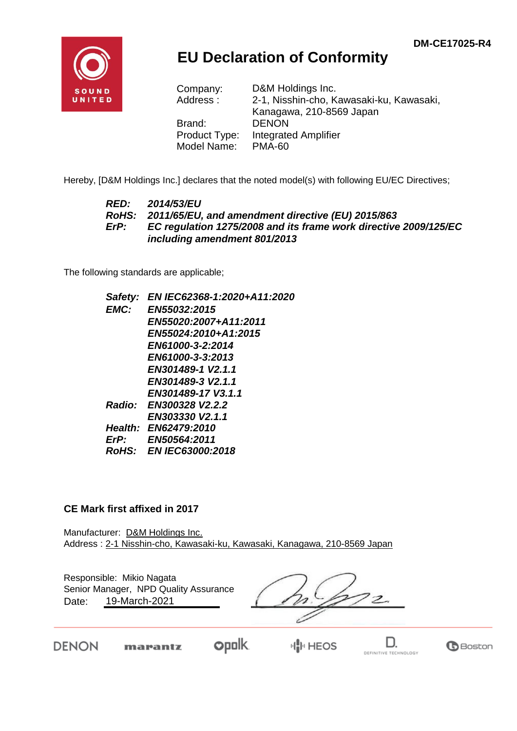DM-CE17025-R4

# EU Declaration of Conformity

| | |
|---|---|
| Company: | D&M Holdings Inc. |
| Address : | 2-1, Nisshin-cho, Kawasaki-ku, Kawasaki, Kanagawa, 210-8569 Japan |
| Brand: | DENON |
| Product Type: | Integrated Amplifier |
| Model Name: | PMA-60 |

Hereby, [D&M Holdings Inc.] declares that the noted model(s) with following EU/EC Directives;

***RED:*** ***2014/53/EU***
***RoHS:*** ***2011/65/EU, and amendment directive (EU) 2015/863***
***ErP:*** ***EC regulation 1275/2008 and its frame work directive 2009/125/EC including amendment 801/2013***

The following standards are applicable;

***Safety:*** ***EN IEC62368-1:2020+A11:2020***
***EMC:*** ***EN55032:2015***
***EN55020:2007+A11:2011***
***EN55024:2010+A1:2015***
***EN61000-3-2:2014***
***EN61000-3-3:2013***
***EN301489-1 V2.1.1***
***EN301489-3 V2.1.1***
***EN301489-17 V3.1.1***
***Radio:*** ***EN300328 V2.2.2***
***EN303330 V2.1.1***
***Health:*** ***EN62479:2010***
***ErP:*** ***EN50564:2011***
***RoHS:*** ***EN IEC63000:2018***

**CE Mark first affixed in 2017**

Manufacturer: D&M Holdings Inc.
Address : 2-1 Nisshin-cho, Kawasaki-ku, Kawasaki, Kanagawa, 210-8569 Japan

Responsible: Mikio Nagata
Senior Manager, NPD Quality Assurance
Date: 19-March-2021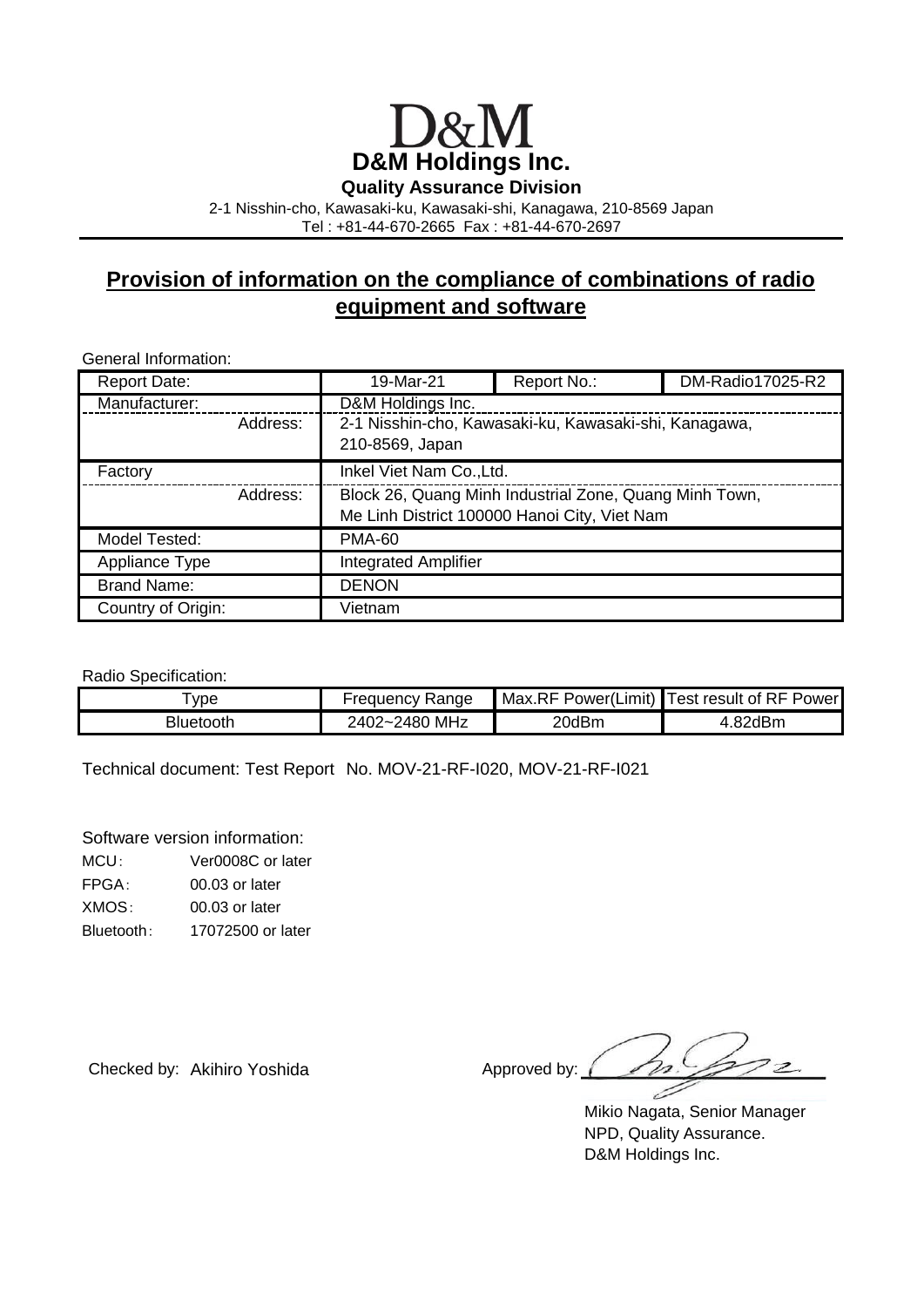D&M

**D&M Holdings Inc.**

**Quality Assurance Division**

2-1 Nisshin-cho, Kawasaki-ku, Kawasaki-shi, Kanagawa, 210-8569 Japan
Tel : +81-44-670-2665 Fax : +81-44-670-2697

# Provision of information on the compliance of combinations of radio equipment and software

General Information:

| | | | |
|---|---|---|---|
| Report Date: | 19-Mar-21 | Report No.: | DM-Radio17025-R2 |
| Manufacturer: | D&M Holdings Inc. | | |
| Address: | 2-1 Nisshin-cho, Kawasaki-ku, Kawasaki-shi, Kanagawa, 210-8569, Japan | | |
| Factory | Inkel Viet Nam Co.,Ltd. | | |
| Address: | Block 26, Quang Minh Industrial Zone, Quang Minh Town, Me Linh District 100000 Hanoi City, Viet Nam | | |
| Model Tested: | PMA-60 | | |
| Appliance Type | Integrated Amplifier | | |
| Brand Name: | DENON | | |
| Country of Origin: | Vietnam | | |

Radio Specification:

| Type | Frequency Range | Max.RF Power(Limit) | Test result of RF Power |
|---|---|---|---|
| Bluetooth | 2402~2480 MHz | 20dBm | 4.82dBm |

Technical document: Test Report No. MOV-21-RF-I020, MOV-21-RF-I021

Software version information:

MCU: Ver0008C or later
FPGA: 00.03 or later
XMOS: 00.03 or later
Bluetooth: 17072500 or later

Checked by: Akihiro Yoshida

Approved by:

Mikio Nagata, Senior Manager
NPD, Quality Assurance.
D&M Holdings Inc.